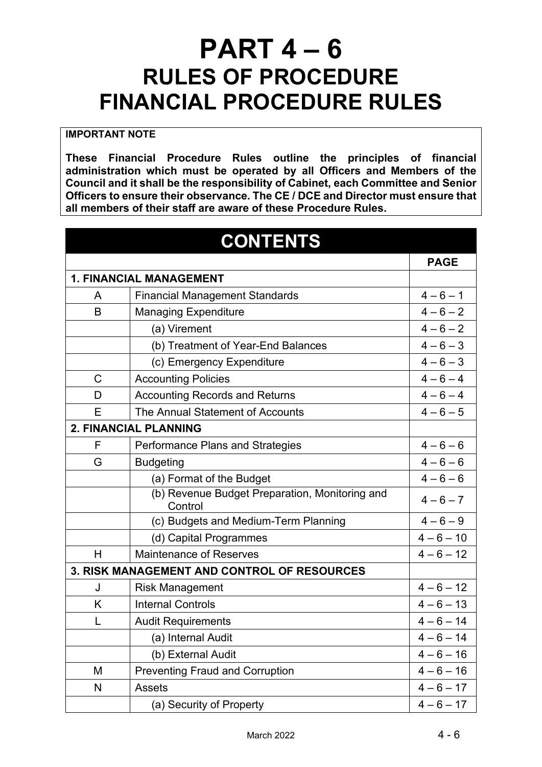# PART 4 – 6
## RULES OF PROCEDURE
## FINANCIAL PROCEDURE RULES

**IMPORTANT NOTE**

**These Financial Procedure Rules outline the principles of financial administration which must be operated by all Officers and Members of the Council and it shall be the responsibility of Cabinet, each Committee and Senior Officers to ensure their observance. The CE / DCE and Director must ensure that all members of their staff are aware of these Procedure Rules.**

## CONTENTS

| | | **PAGE** |
|---|---|---|
| **1. FINANCIAL MANAGEMENT** | | |
| A | Financial Management Standards | 4 – 6 – 1 |
| B | Managing Expenditure | 4 – 6 – 2 |
| | (a) Virement | 4 – 6 – 2 |
| | (b) Treatment of Year-End Balances | 4 – 6 – 3 |
| | (c) Emergency Expenditure | 4 – 6 – 3 |
| C | Accounting Policies | 4 – 6 – 4 |
| D | Accounting Records and Returns | 4 – 6 – 4 |
| E | The Annual Statement of Accounts | 4 – 6 – 5 |
| **2. FINANCIAL PLANNING** | | |
| F | Performance Plans and Strategies | 4 – 6 – 6 |
| G | Budgeting | 4 – 6 – 6 |
| | (a) Format of the Budget | 4 – 6 – 6 |
| | (b) Revenue Budget Preparation, Monitoring and Control | 4 – 6 – 7 |
| | (c) Budgets and Medium-Term Planning | 4 – 6 – 9 |
| | (d) Capital Programmes | 4 – 6 – 10 |
| H | Maintenance of Reserves | 4 – 6 – 12 |
| **3. RISK MANAGEMENT AND CONTROL OF RESOURCES** | | |
| J | Risk Management | 4 – 6 – 12 |
| K | Internal Controls | 4 – 6 – 13 |
| L | Audit Requirements | 4 – 6 – 14 |
| | (a) Internal Audit | 4 – 6 – 14 |
| | (b) External Audit | 4 – 6 – 16 |
| M | Preventing Fraud and Corruption | 4 – 6 – 16 |
| N | Assets | 4 – 6 – 17 |
| | (a) Security of Property | 4 – 6 – 17 |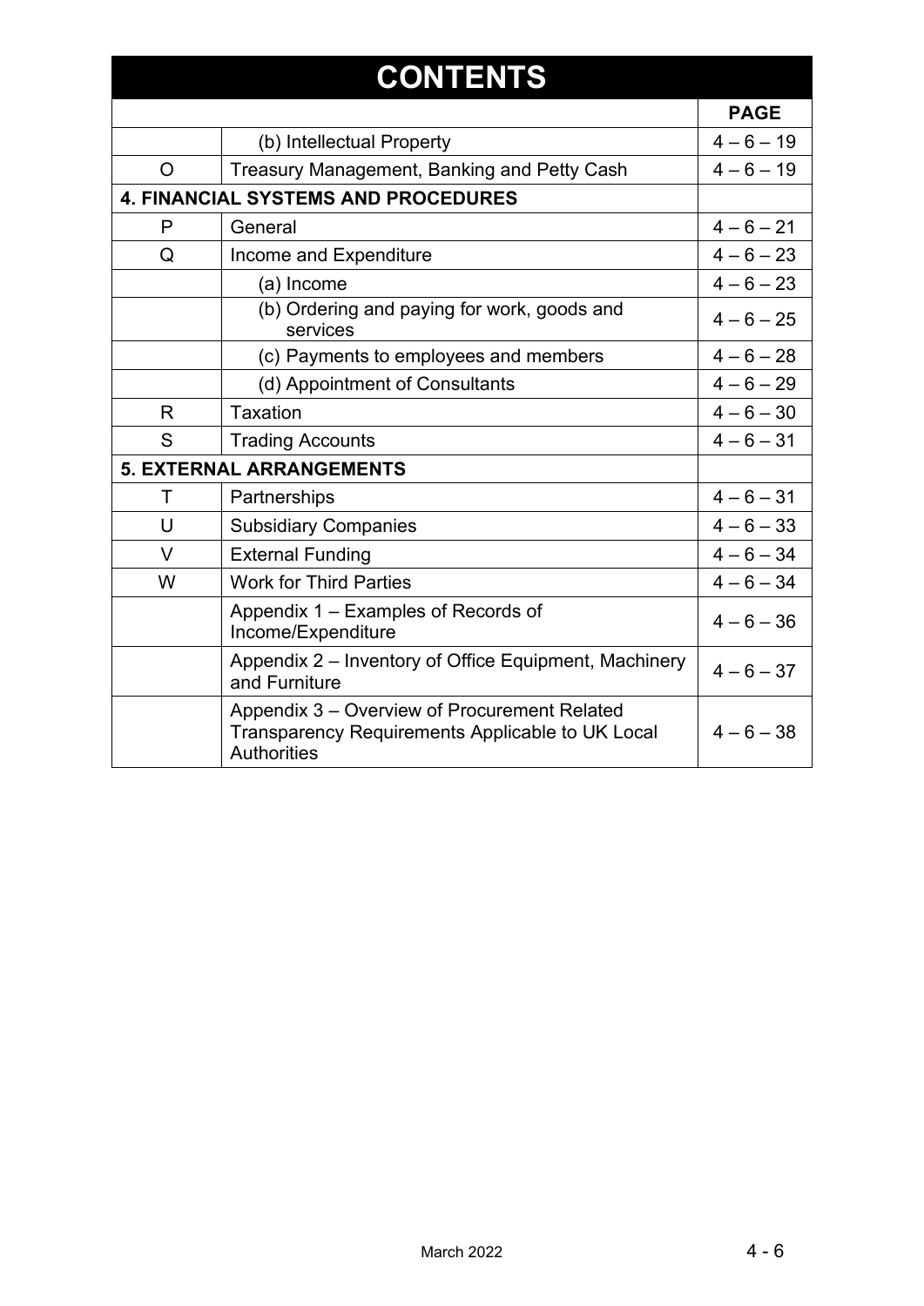# CONTENTS

| | | PAGE |
|---|---|---|
| | (b) Intellectual Property | 4 – 6 – 19 |
| O | Treasury Management, Banking and Petty Cash | 4 – 6 – 19 |
| **4. FINANCIAL SYSTEMS AND PROCEDURES** | | |
| P | General | 4 – 6 – 21 |
| Q | Income and Expenditure | 4 – 6 – 23 |
| | (a) Income | 4 – 6 – 23 |
| | (b) Ordering and paying for work, goods and services | 4 – 6 – 25 |
| | (c) Payments to employees and members | 4 – 6 – 28 |
| | (d) Appointment of Consultants | 4 – 6 – 29 |
| R | Taxation | 4 – 6 – 30 |
| S | Trading Accounts | 4 – 6 – 31 |
| **5. EXTERNAL ARRANGEMENTS** | | |
| T | Partnerships | 4 – 6 – 31 |
| U | Subsidiary Companies | 4 – 6 – 33 |
| V | External Funding | 4 – 6 – 34 |
| W | Work for Third Parties | 4 – 6 – 34 |
| | Appendix 1 – Examples of Records of Income/Expenditure | 4 – 6 – 36 |
| | Appendix 2 – Inventory of Office Equipment, Machinery and Furniture | 4 – 6 – 37 |
| | Appendix 3 – Overview of Procurement Related Transparency Requirements Applicable to UK Local Authorities | 4 – 6 – 38 |

March 2022